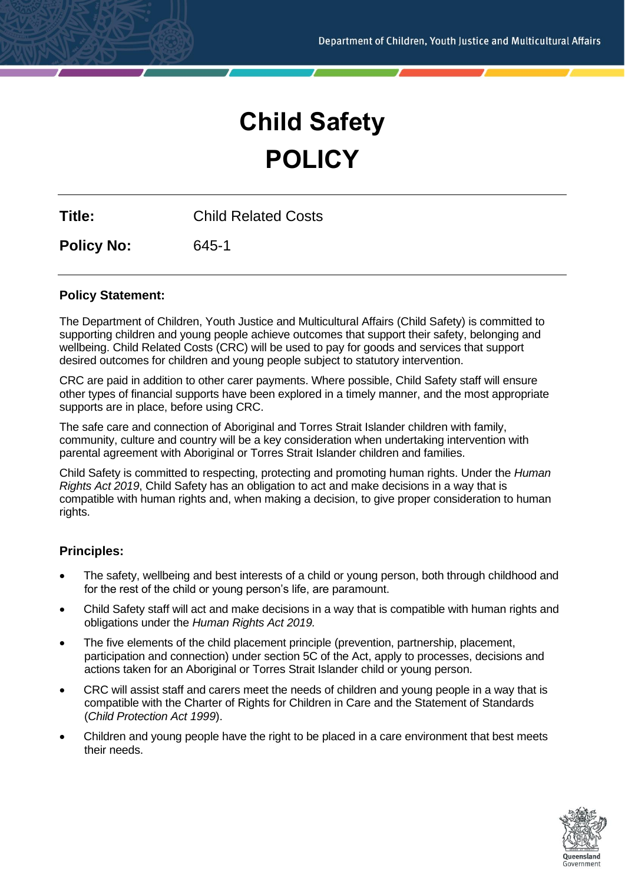Department of Children, Youth Justice and Multicultural Affairs

# Child Safety POLICY

**Title:** Child Related Costs

**Policy No:** 645-1

## Policy Statement:

The Department of Children, Youth Justice and Multicultural Affairs (Child Safety) is committed to supporting children and young people achieve outcomes that support their safety, belonging and wellbeing. Child Related Costs (CRC) will be used to pay for goods and services that support desired outcomes for children and young people subject to statutory intervention.

CRC are paid in addition to other carer payments. Where possible, Child Safety staff will ensure other types of financial supports have been explored in a timely manner, and the most appropriate supports are in place, before using CRC.

The safe care and connection of Aboriginal and Torres Strait Islander children with family, community, culture and country will be a key consideration when undertaking intervention with parental agreement with Aboriginal or Torres Strait Islander children and families.

Child Safety is committed to respecting, protecting and promoting human rights. Under the *Human Rights Act 2019*, Child Safety has an obligation to act and make decisions in a way that is compatible with human rights and, when making a decision, to give proper consideration to human rights.

## Principles:

- The safety, wellbeing and best interests of a child or young person, both through childhood and for the rest of the child or young person's life, are paramount.
- Child Safety staff will act and make decisions in a way that is compatible with human rights and obligations under the *Human Rights Act 2019.*
- The five elements of the child placement principle (prevention, partnership, placement, participation and connection) under section 5C of the Act, apply to processes, decisions and actions taken for an Aboriginal or Torres Strait Islander child or young person.
- CRC will assist staff and carers meet the needs of children and young people in a way that is compatible with the Charter of Rights for Children in Care and the Statement of Standards (*Child Protection Act 1999*).
- Children and young people have the right to be placed in a care environment that best meets their needs.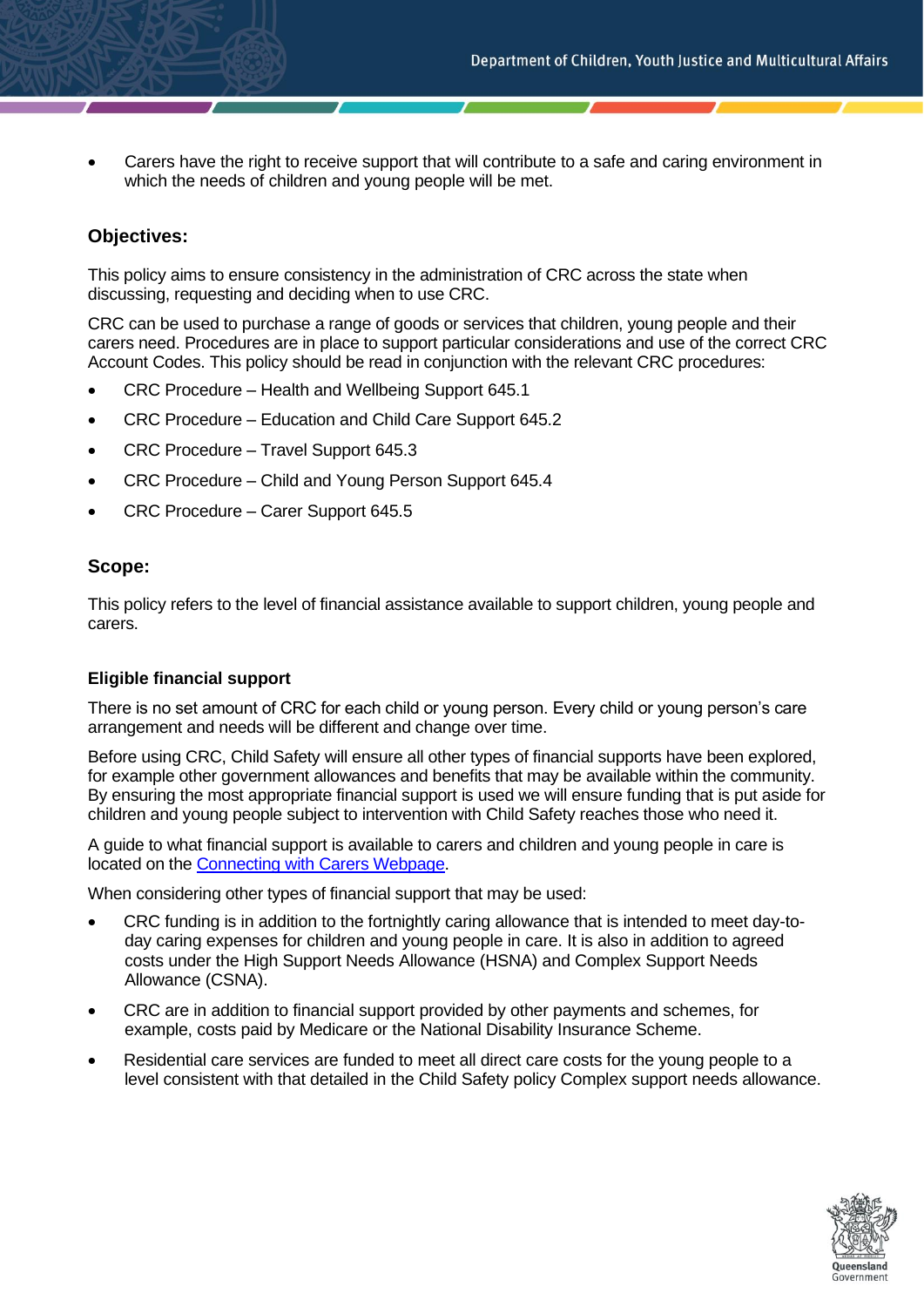- Carers have the right to receive support that will contribute to a safe and caring environment in which the needs of children and young people will be met.

## Objectives:

This policy aims to ensure consistency in the administration of CRC across the state when discussing, requesting and deciding when to use CRC.

CRC can be used to purchase a range of goods or services that children, young people and their carers need. Procedures are in place to support particular considerations and use of the correct CRC Account Codes. This policy should be read in conjunction with the relevant CRC procedures:

- CRC Procedure – Health and Wellbeing Support 645.1
- CRC Procedure – Education and Child Care Support 645.2
- CRC Procedure – Travel Support 645.3
- CRC Procedure – Child and Young Person Support 645.4
- CRC Procedure – Carer Support 645.5

## Scope:

This policy refers to the level of financial assistance available to support children, young people and carers.

### Eligible financial support

There is no set amount of CRC for each child or young person. Every child or young person's care arrangement and needs will be different and change over time.

Before using CRC, Child Safety will ensure all other types of financial supports have been explored, for example other government allowances and benefits that may be available within the community. By ensuring the most appropriate financial support is used we will ensure funding that is put aside for children and young people subject to intervention with Child Safety reaches those who need it.

A guide to what financial support is available to carers and children and young people in care is located on the Connecting with Carers Webpage.

When considering other types of financial support that may be used:

- CRC funding is in addition to the fortnightly caring allowance that is intended to meet day-to-day caring expenses for children and young people in care. It is also in addition to agreed costs under the High Support Needs Allowance (HSNA) and Complex Support Needs Allowance (CSNA).
- CRC are in addition to financial support provided by other payments and schemes, for example, costs paid by Medicare or the National Disability Insurance Scheme.
- Residential care services are funded to meet all direct care costs for the young people to a level consistent with that detailed in the Child Safety policy Complex support needs allowance.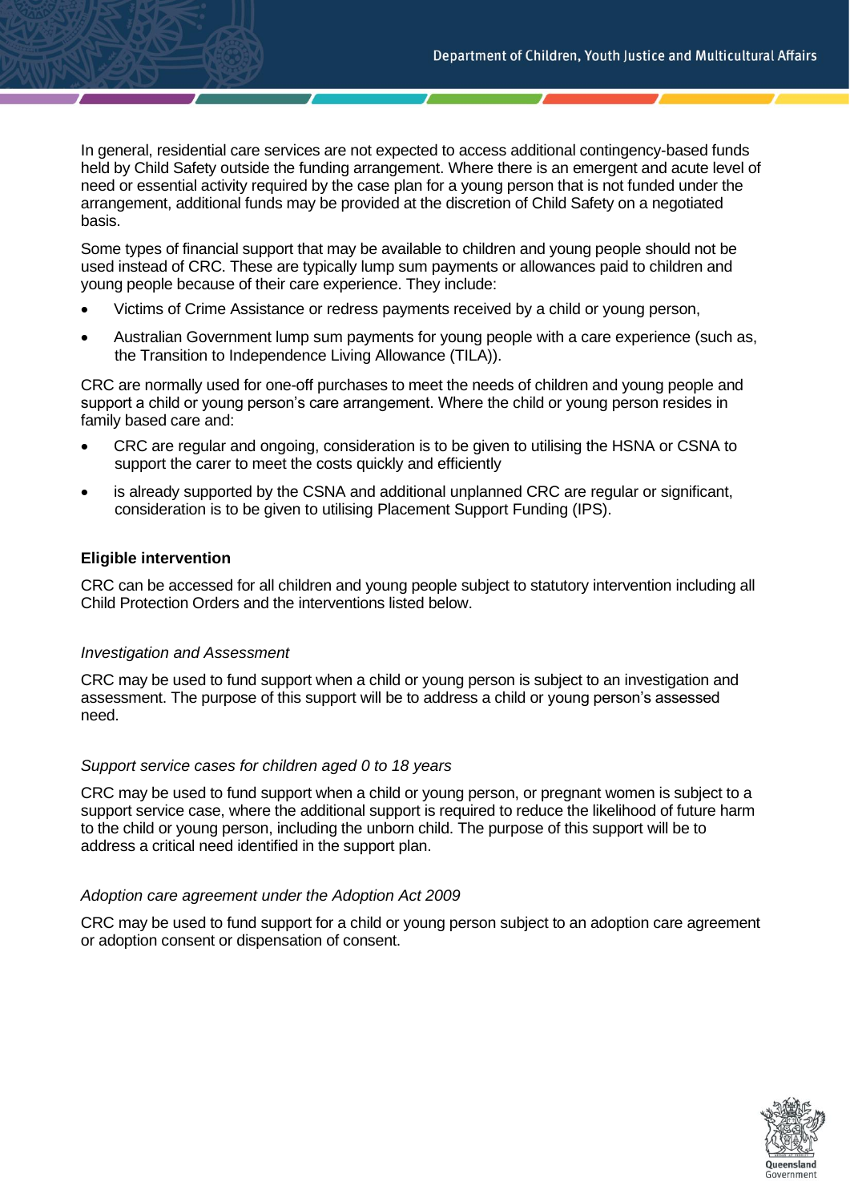In general, residential care services are not expected to access additional contingency-based funds held by Child Safety outside the funding arrangement. Where there is an emergent and acute level of need or essential activity required by the case plan for a young person that is not funded under the arrangement, additional funds may be provided at the discretion of Child Safety on a negotiated basis.

Some types of financial support that may be available to children and young people should not be used instead of CRC. These are typically lump sum payments or allowances paid to children and young people because of their care experience. They include:

- Victims of Crime Assistance or redress payments received by a child or young person,
- Australian Government lump sum payments for young people with a care experience (such as, the Transition to Independence Living Allowance (TILA)).

CRC are normally used for one-off purchases to meet the needs of children and young people and support a child or young person's care arrangement. Where the child or young person resides in family based care and:

- CRC are regular and ongoing, consideration is to be given to utilising the HSNA or CSNA to support the carer to meet the costs quickly and efficiently
- is already supported by the CSNA and additional unplanned CRC are regular or significant, consideration is to be given to utilising Placement Support Funding (IPS).

**Eligible intervention**

CRC can be accessed for all children and young people subject to statutory intervention including all Child Protection Orders and the interventions listed below.

*Investigation and Assessment*

CRC may be used to fund support when a child or young person is subject to an investigation and assessment. The purpose of this support will be to address a child or young person's assessed need.

*Support service cases for children aged 0 to 18 years*

CRC may be used to fund support when a child or young person, or pregnant women is subject to a support service case, where the additional support is required to reduce the likelihood of future harm to the child or young person, including the unborn child. The purpose of this support will be to address a critical need identified in the support plan.

*Adoption care agreement under the Adoption Act 2009*

CRC may be used to fund support for a child or young person subject to an adoption care agreement or adoption consent or dispensation of consent.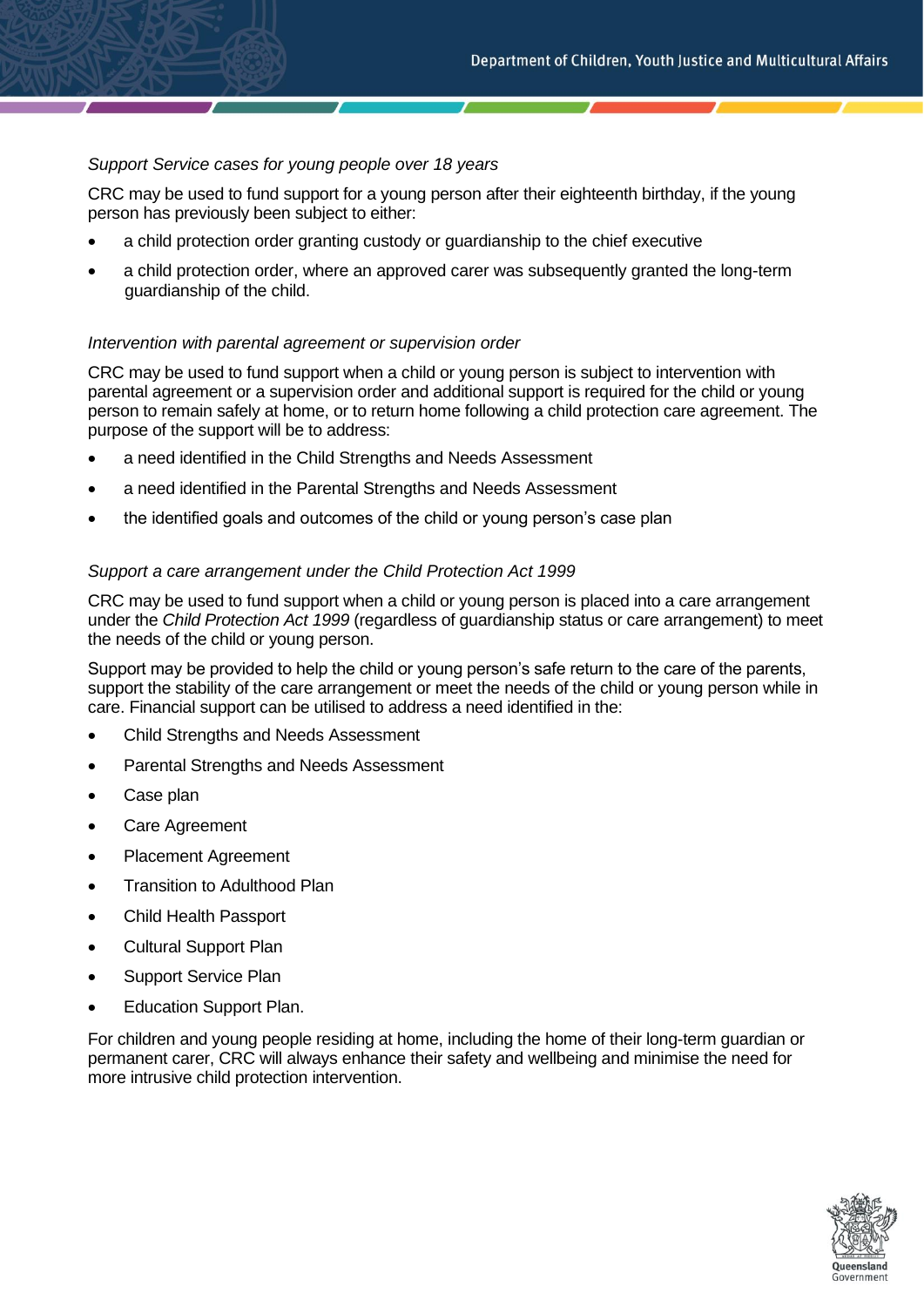*Support Service cases for young people over 18 years*

CRC may be used to fund support for a young person after their eighteenth birthday, if the young person has previously been subject to either:

- a child protection order granting custody or guardianship to the chief executive
- a child protection order, where an approved carer was subsequently granted the long-term guardianship of the child.

*Intervention with parental agreement or supervision order*

CRC may be used to fund support when a child or young person is subject to intervention with parental agreement or a supervision order and additional support is required for the child or young person to remain safely at home, or to return home following a child protection care agreement. The purpose of the support will be to address:

- a need identified in the Child Strengths and Needs Assessment
- a need identified in the Parental Strengths and Needs Assessment
- the identified goals and outcomes of the child or young person's case plan

*Support a care arrangement under the Child Protection Act 1999*

CRC may be used to fund support when a child or young person is placed into a care arrangement under the *Child Protection Act 1999* (regardless of guardianship status or care arrangement) to meet the needs of the child or young person.

Support may be provided to help the child or young person's safe return to the care of the parents, support the stability of the care arrangement or meet the needs of the child or young person while in care. Financial support can be utilised to address a need identified in the:

- Child Strengths and Needs Assessment
- Parental Strengths and Needs Assessment
- Case plan
- Care Agreement
- Placement Agreement
- Transition to Adulthood Plan
- Child Health Passport
- Cultural Support Plan
- Support Service Plan
- Education Support Plan.

For children and young people residing at home, including the home of their long-term guardian or permanent carer, CRC will always enhance their safety and wellbeing and minimise the need for more intrusive child protection intervention.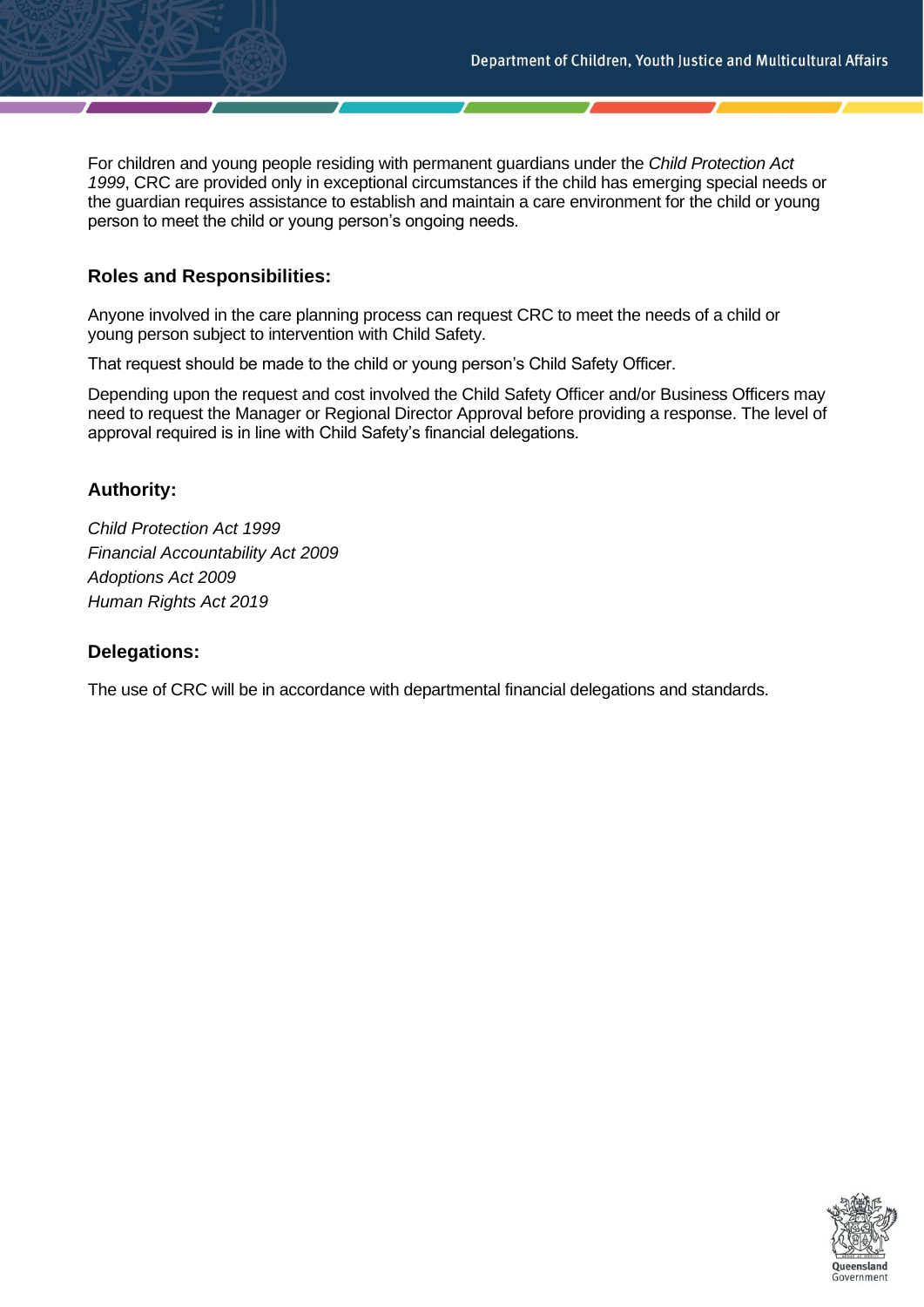For children and young people residing with permanent guardians under the *Child Protection Act 1999*, CRC are provided only in exceptional circumstances if the child has emerging special needs or the guardian requires assistance to establish and maintain a care environment for the child or young person to meet the child or young person's ongoing needs.

## Roles and Responsibilities:

Anyone involved in the care planning process can request CRC to meet the needs of a child or young person subject to intervention with Child Safety.

That request should be made to the child or young person's Child Safety Officer.

Depending upon the request and cost involved the Child Safety Officer and/or Business Officers may need to request the Manager or Regional Director Approval before providing a response. The level of approval required is in line with Child Safety's financial delegations.

## Authority:

*Child Protection Act 1999*
*Financial Accountability Act 2009*
*Adoptions Act 2009*
*Human Rights Act 2019*

## Delegations:

The use of CRC will be in accordance with departmental financial delegations and standards.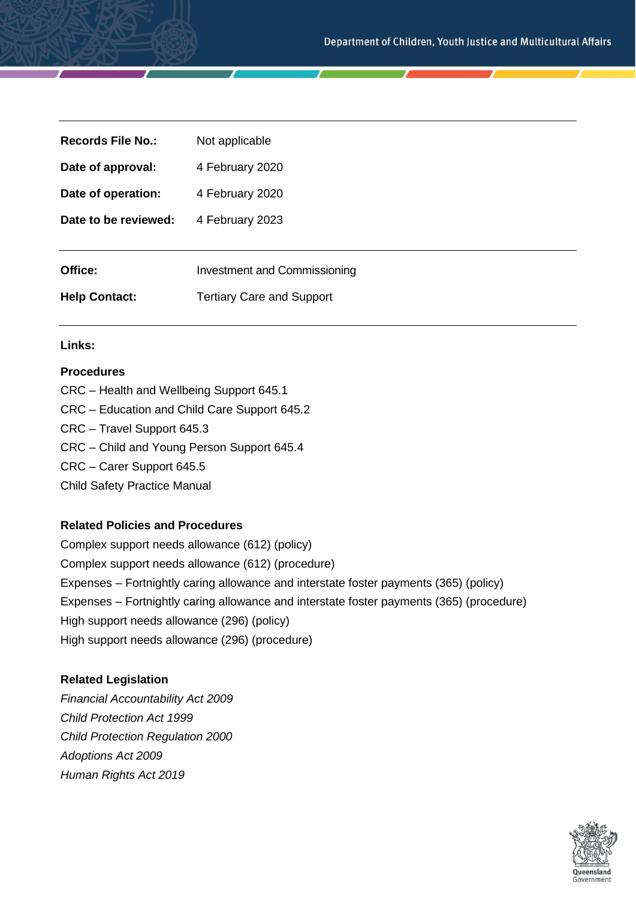| | |
|---|---|
| **Records File No.:** | Not applicable |
| **Date of approval:** | 4 February 2020 |
| **Date of operation:** | 4 February 2020 |
| **Date to be reviewed:** | 4 February 2023 |
| **Office:** | Investment and Commissioning |
| **Help Contact:** | Tertiary Care and Support |

**Links:**

**Procedures**

CRC – Health and Wellbeing Support 645.1
CRC – Education and Child Care Support 645.2
CRC – Travel Support 645.3
CRC – Child and Young Person Support 645.4
CRC – Carer Support 645.5
Child Safety Practice Manual

**Related Policies and Procedures**

Complex support needs allowance (612) (policy)
Complex support needs allowance (612) (procedure)
Expenses – Fortnightly caring allowance and interstate foster payments (365) (policy)
Expenses – Fortnightly caring allowance and interstate foster payments (365) (procedure)
High support needs allowance (296) (policy)
High support needs allowance (296) (procedure)

**Related Legislation**

*Financial Accountability Act 2009*
*Child Protection Act 1999*
*Child Protection Regulation 2000*
*Adoptions Act 2009*
*Human Rights Act 2019*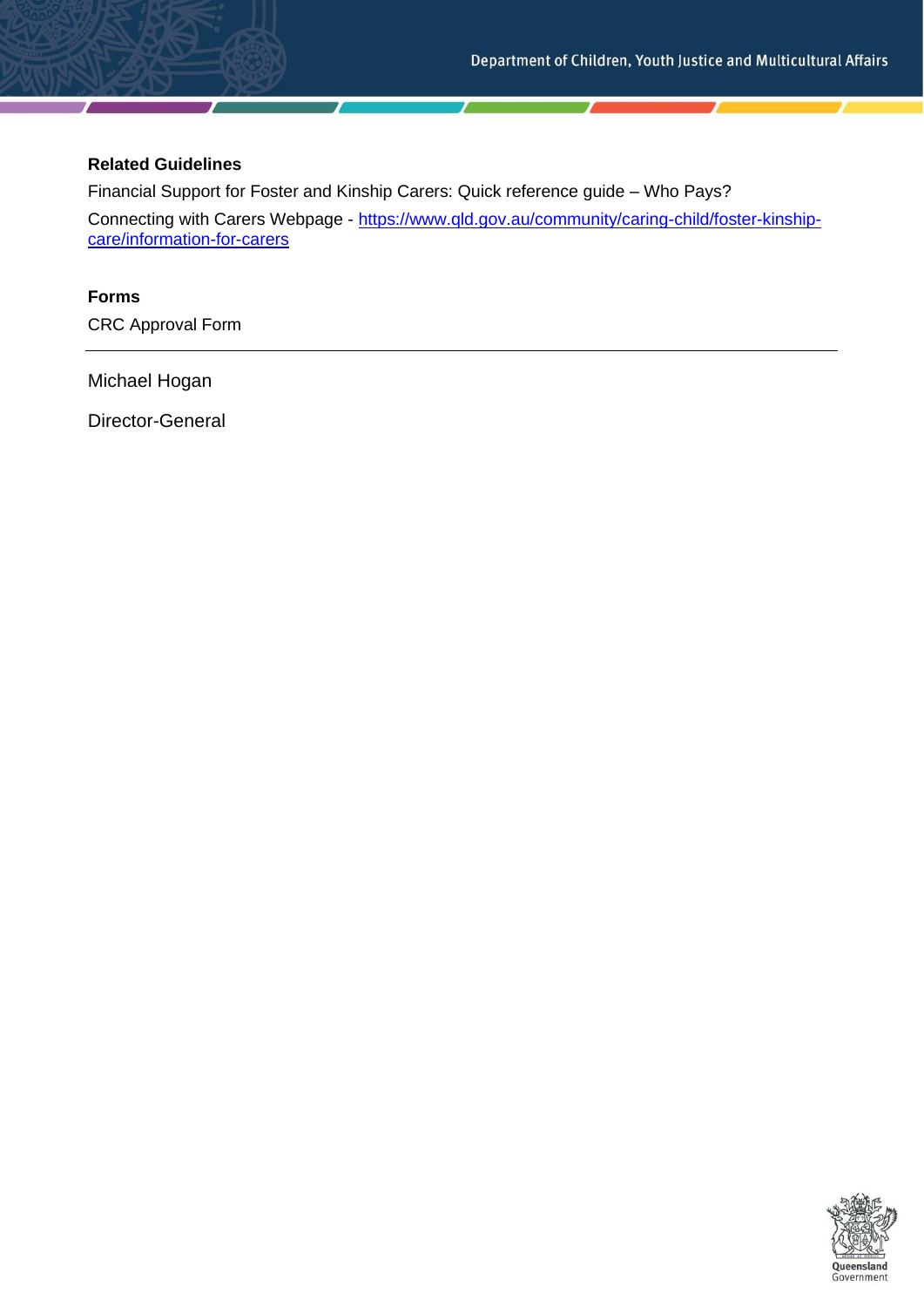**Related Guidelines**

Financial Support for Foster and Kinship Carers: Quick reference guide – Who Pays?

Connecting with Carers Webpage - [https://www.qld.gov.au/community/caring-child/foster-kinship-care/information-for-carers](https://www.qld.gov.au/community/caring-child/foster-kinship-care/information-for-carers)

**Forms**

CRC Approval Form

---

Michael Hogan

Director-General